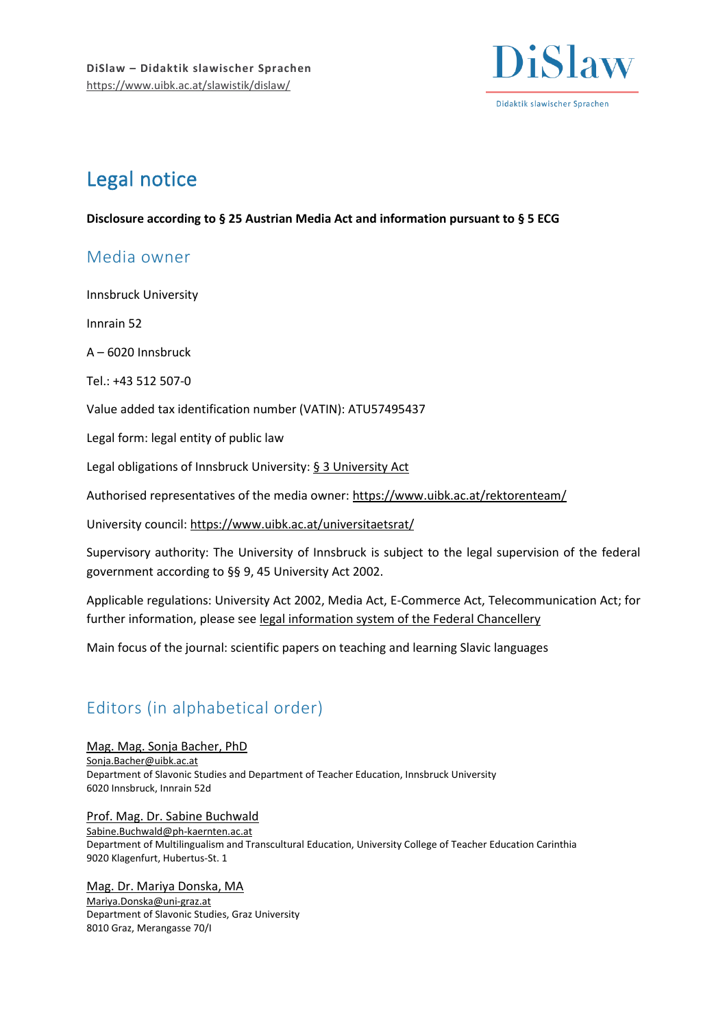**DiSlaw – Didaktik slawischer Sprachen**
https://www.uibk.ac.at/slawistik/dislaw/

DiSlaw
Didaktik slawischer Sprachen

# Legal notice

**Disclosure according to § 25 Austrian Media Act and information pursuant to § 5 ECG**

## Media owner

Innsbruck University

Innrain 52

A – 6020 Innsbruck

Tel.: +43 512 507-0

Value added tax identification number (VATIN): ATU57495437

Legal form: legal entity of public law

Legal obligations of Innsbruck University: § 3 University Act

Authorised representatives of the media owner: https://www.uibk.ac.at/rektorenteam/

University council: https://www.uibk.ac.at/universitaetsrat/

Supervisory authority: The University of Innsbruck is subject to the legal supervision of the federal government according to §§ 9, 45 University Act 2002.

Applicable regulations: University Act 2002, Media Act, E-Commerce Act, Telecommunication Act; for further information, please see legal information system of the Federal Chancellery

Main focus of the journal: scientific papers on teaching and learning Slavic languages

## Editors (in alphabetical order)

Mag. Mag. Sonja Bacher, PhD
Sonja.Bacher@uibk.ac.at
Department of Slavonic Studies and Department of Teacher Education, Innsbruck University
6020 Innsbruck, Innrain 52d

Prof. Mag. Dr. Sabine Buchwald
Sabine.Buchwald@ph-kaernten.ac.at
Department of Multilingualism and Transcultural Education, University College of Teacher Education Carinthia
9020 Klagenfurt, Hubertus-St. 1

Mag. Dr. Mariya Donska, MA
Mariya.Donska@uni-graz.at
Department of Slavonic Studies, Graz University
8010 Graz, Merangasse 70/I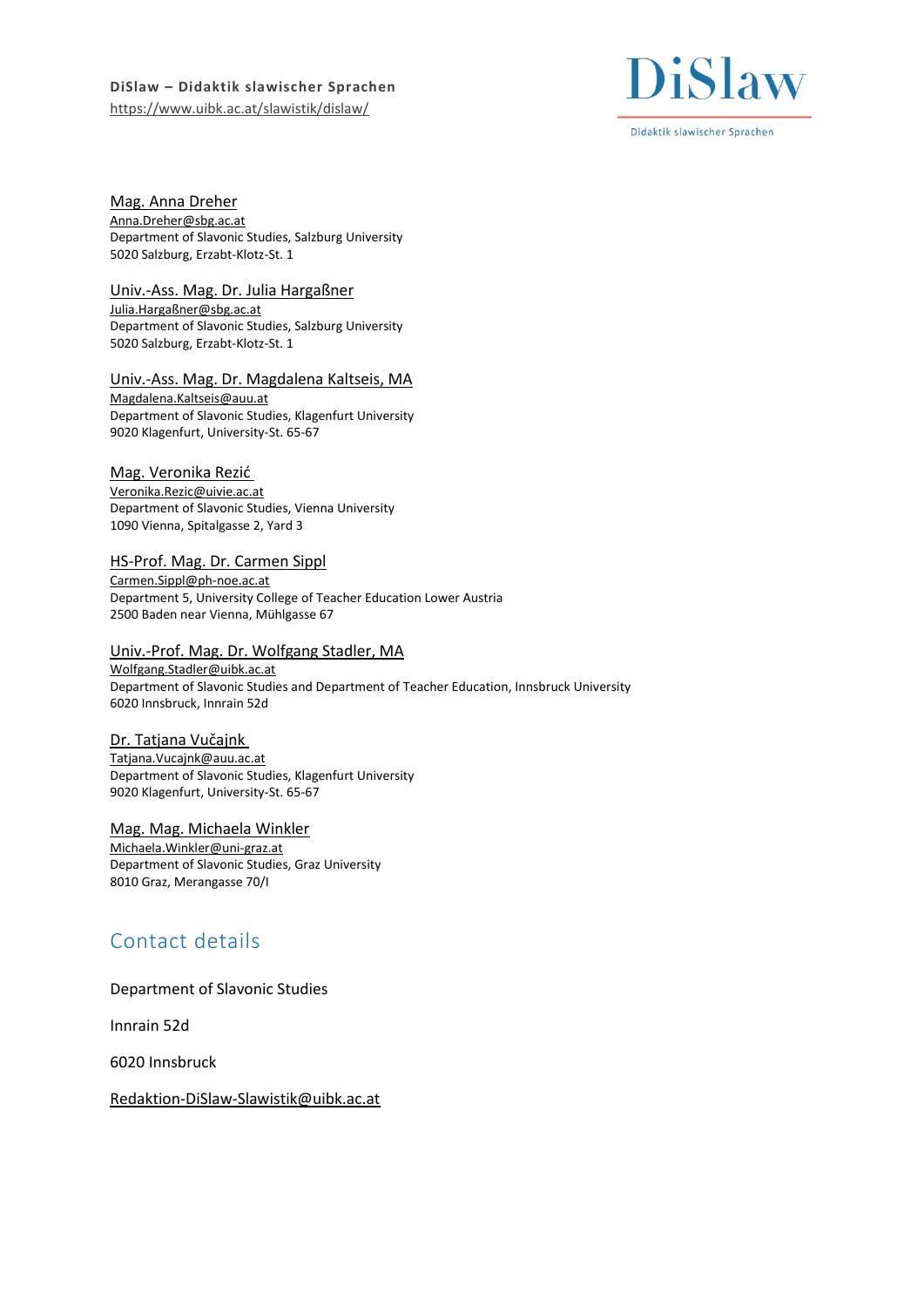Mag. Anna Dreher
Anna.Dreher@sbg.ac.at
Department of Slavonic Studies, Salzburg University
5020 Salzburg, Erzabt-Klotz-St. 1

Univ.-Ass. Mag. Dr. Julia Hargaßner
Julia.Hargaßner@sbg.ac.at
Department of Slavonic Studies, Salzburg University
5020 Salzburg, Erzabt-Klotz-St. 1

Univ.-Ass. Mag. Dr. Magdalena Kaltseis, MA
Magdalena.Kaltseis@auu.at
Department of Slavonic Studies, Klagenfurt University
9020 Klagenfurt, University-St. 65-67

Mag. Veronika Rezić
Veronika.Rezic@uivie.ac.at
Department of Slavonic Studies, Vienna University
1090 Vienna, Spitalgasse 2, Yard 3

HS-Prof. Mag. Dr. Carmen Sippl
Carmen.Sippl@ph-noe.ac.at
Department 5, University College of Teacher Education Lower Austria
2500 Baden near Vienna, Mühlgasse 67

Univ.-Prof. Mag. Dr. Wolfgang Stadler, MA
Wolfgang.Stadler@uibk.ac.at
Department of Slavonic Studies and Department of Teacher Education, Innsbruck University
6020 Innsbruck, Innrain 52d

Dr. Tatjana Vučajnk
Tatjana.Vucajnk@auu.ac.at
Department of Slavonic Studies, Klagenfurt University
9020 Klagenfurt, University-St. 65-67

Mag. Mag. Michaela Winkler
Michaela.Winkler@uni-graz.at
Department of Slavonic Studies, Graz University
8010 Graz, Merangasse 70/I

## Contact details

Department of Slavonic Studies

Innrain 52d

6020 Innsbruck

Redaktion-DiSlaw-Slawistik@uibk.ac.at